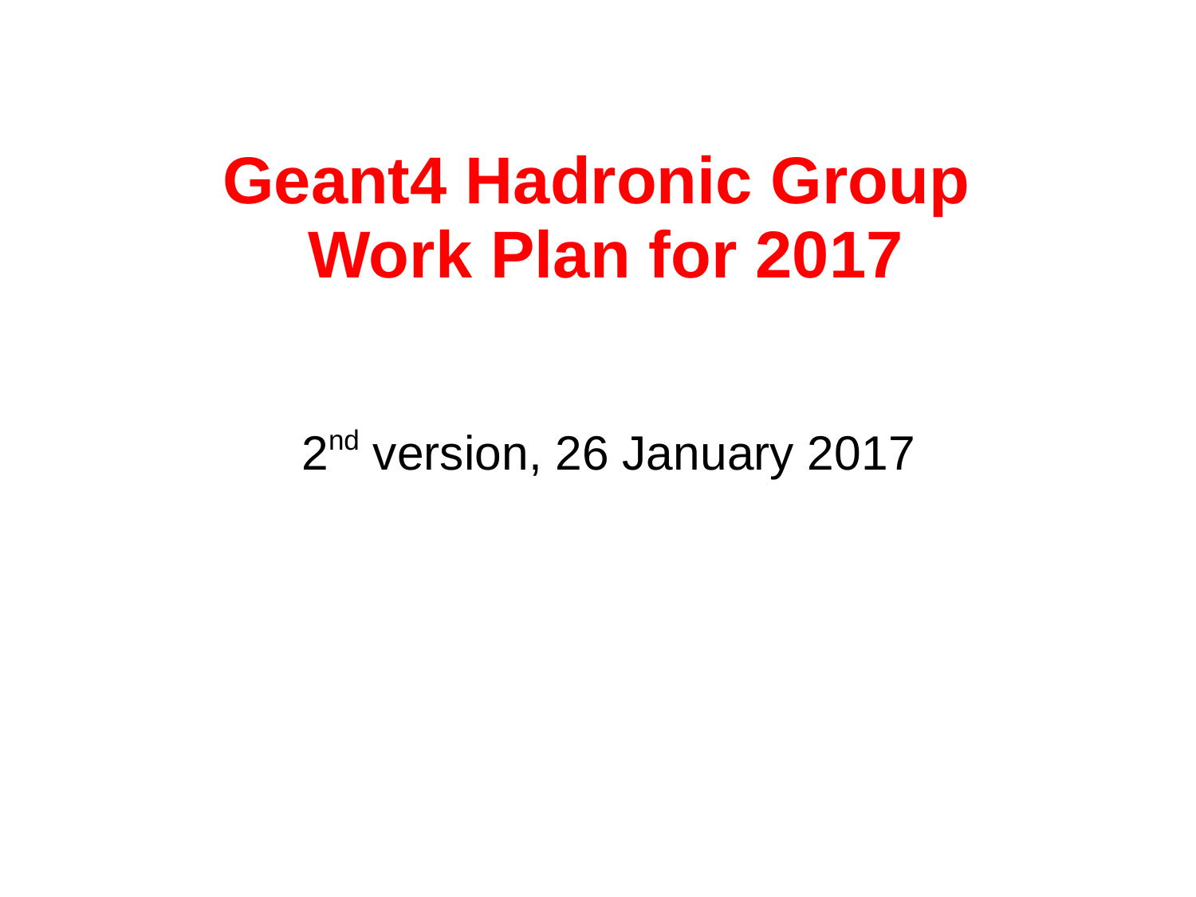# Geant4 Hadronic Group Work Plan for 2017

2nd version, 26 January 2017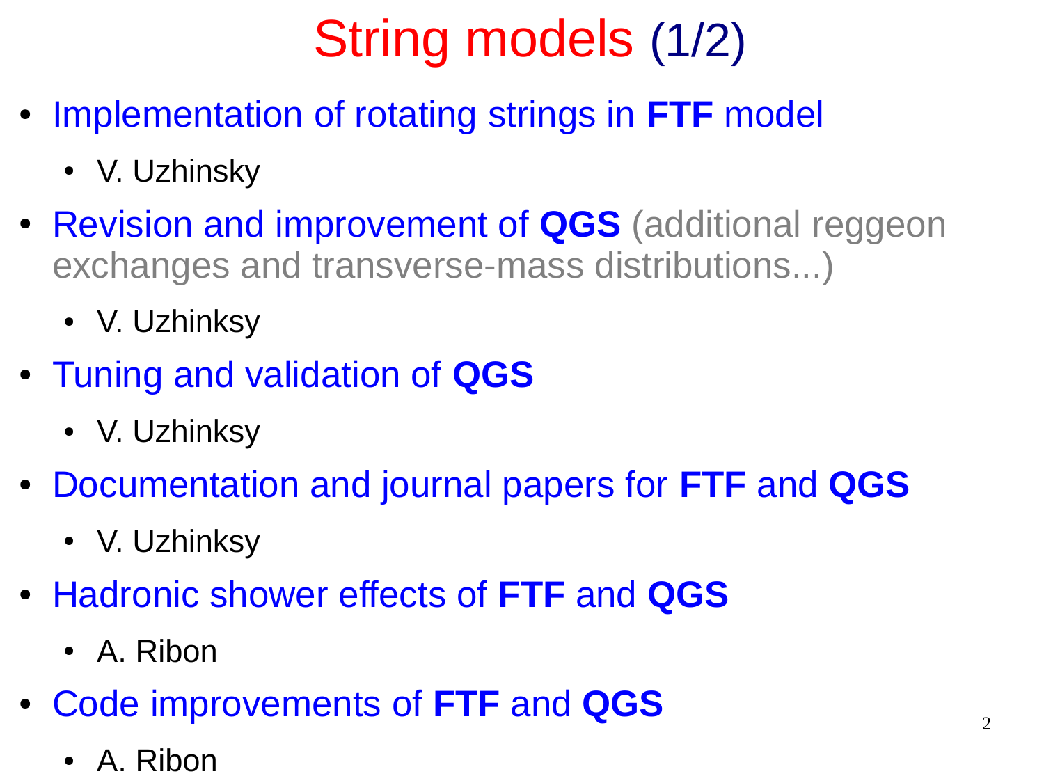# String models (1/2)

- Implementation of rotating strings in **FTF** model
  - V. Uzhinsky
- Revision and improvement of **QGS** (additional reggeon exchanges and transverse-mass distributions...)
  - V. Uzhinksy
- Tuning and validation of **QGS**
  - V. Uzhinksy
- Documentation and journal papers for **FTF** and **QGS**
  - V. Uzhinksy
- Hadronic shower effects of **FTF** and **QGS**
  - A. Ribon
- Code improvements of **FTF** and **QGS**
  - A. Ribon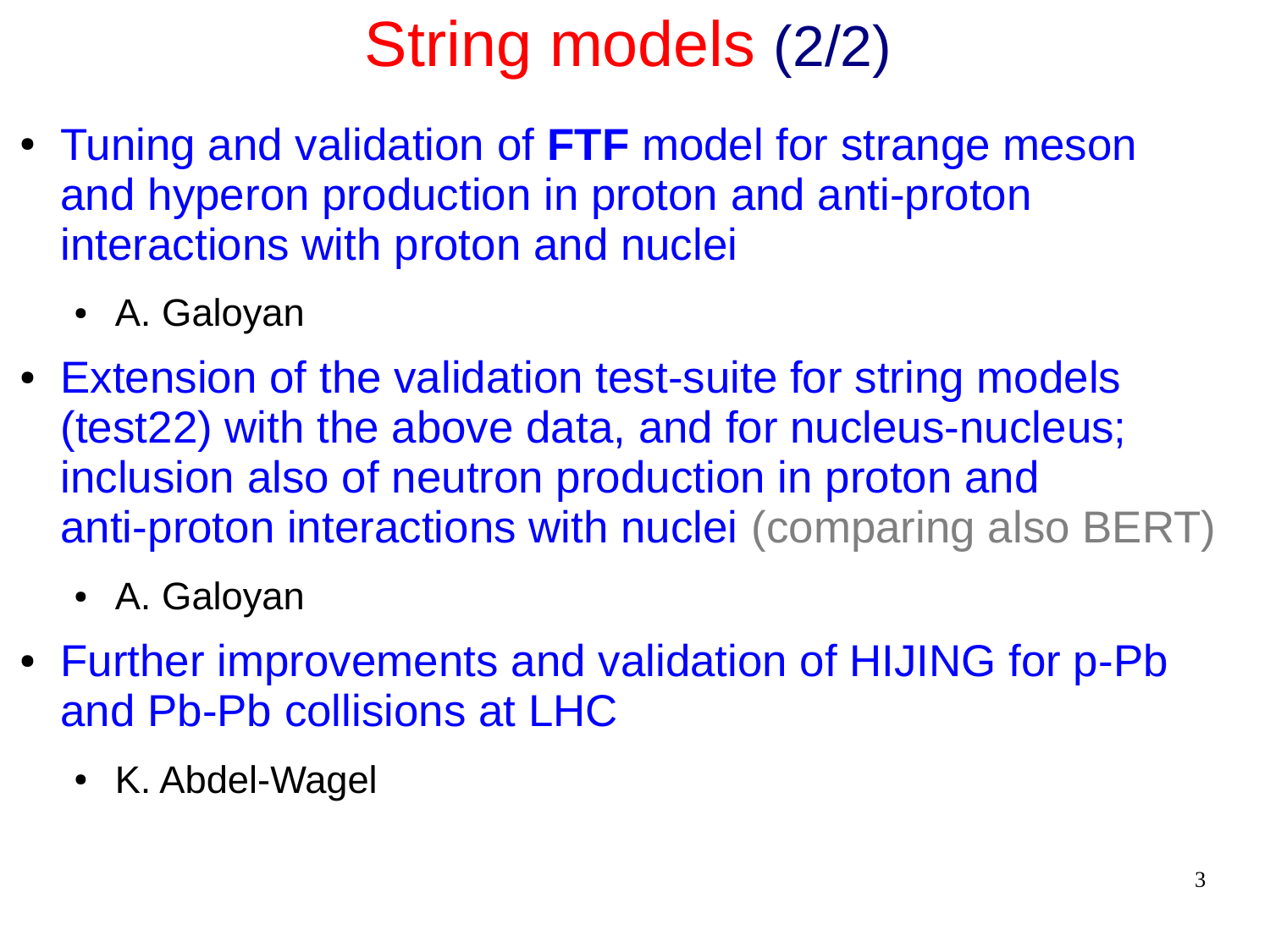# String models (2/2)

- Tuning and validation of **FTF** model for strange meson and hyperon production in proton and anti-proton interactions with proton and nuclei
  - A. Galoyan
- Extension of the validation test-suite for string models (test22) with the above data, and for nucleus-nucleus; inclusion also of neutron production in proton and anti-proton interactions with nuclei (comparing also BERT)
  - A. Galoyan
- Further improvements and validation of HIJING for p-Pb and Pb-Pb collisions at LHC
  - K. Abdel-Wagel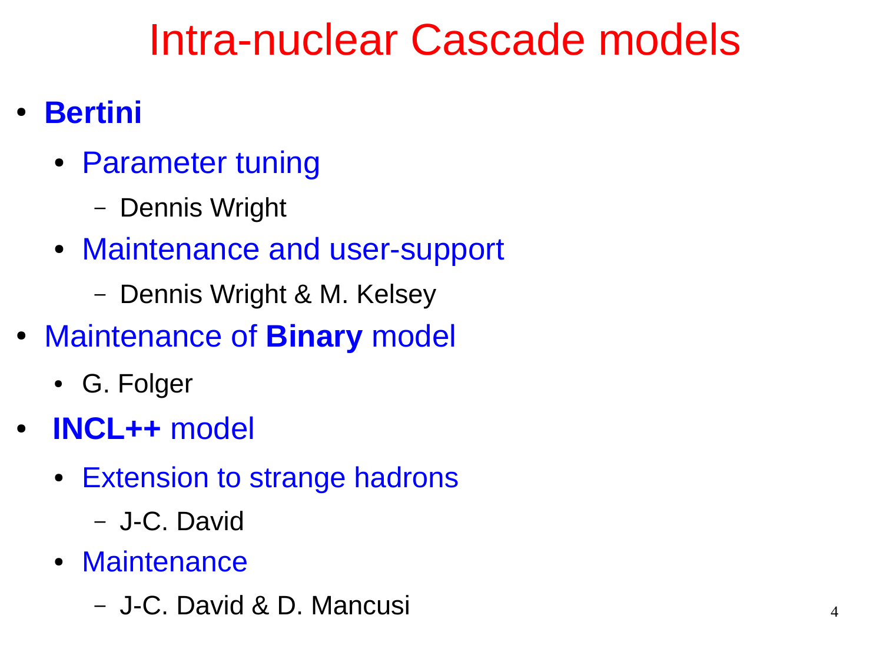# Intra-nuclear Cascade models

- **Bertini**
  - Parameter tuning
    - Dennis Wright
  - Maintenance and user-support
    - Dennis Wright & M. Kelsey
- Maintenance of **Binary** model
  - G. Folger
- **INCL++** model
  - Extension to strange hadrons
    - J-C. David
  - Maintenance
    - J-C. David & D. Mancusi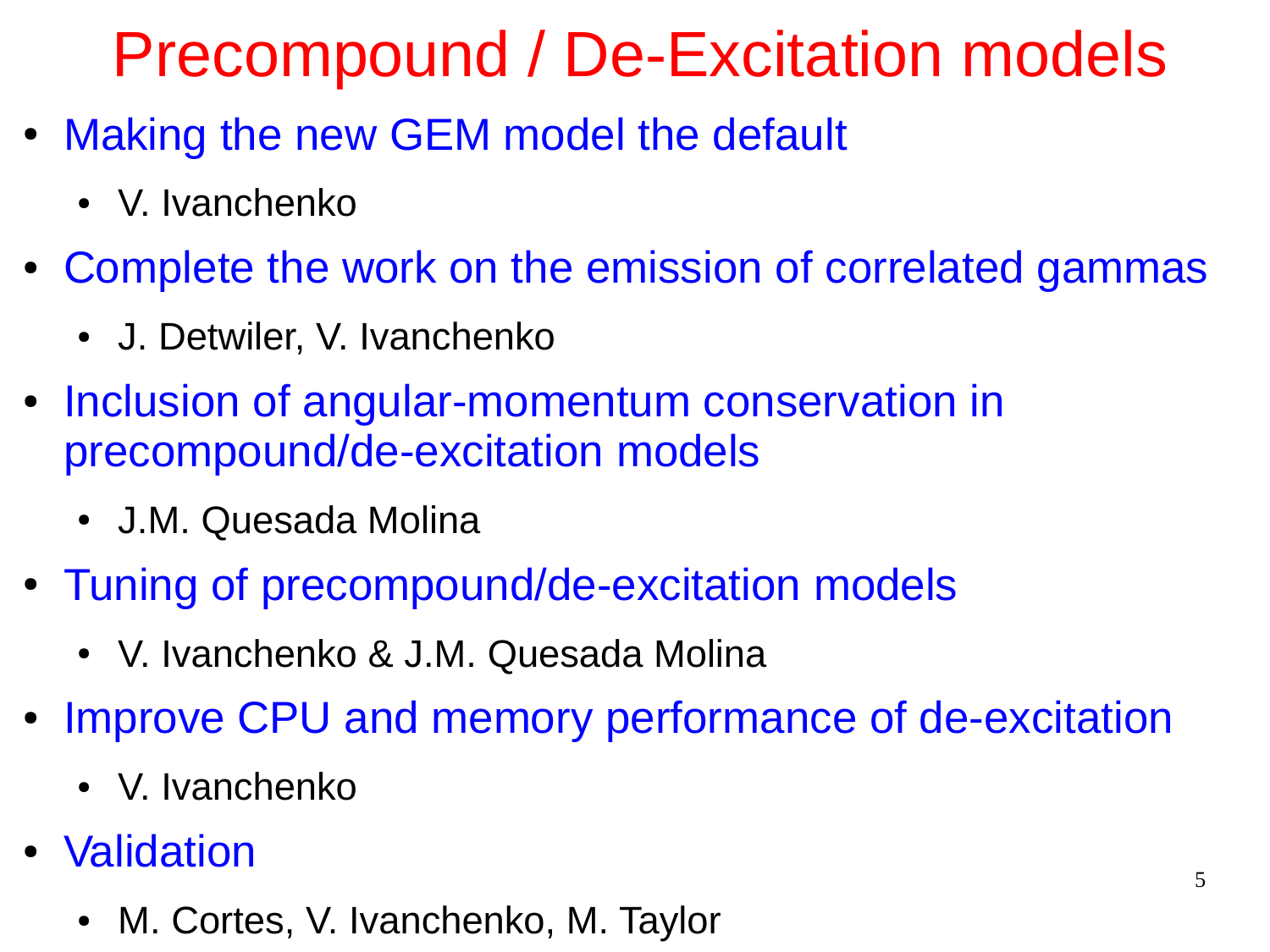# Precompound / De-Excitation models

- Making the new GEM model the default
  - V. Ivanchenko
- Complete the work on the emission of correlated gammas
  - J. Detwiler, V. Ivanchenko
- Inclusion of angular-momentum conservation in precompound/de-excitation models
  - J.M. Quesada Molina
- Tuning of precompound/de-excitation models
  - V. Ivanchenko & J.M. Quesada Molina
- Improve CPU and memory performance of de-excitation
  - V. Ivanchenko
- Validation
  - M. Cortes, V. Ivanchenko, M. Taylor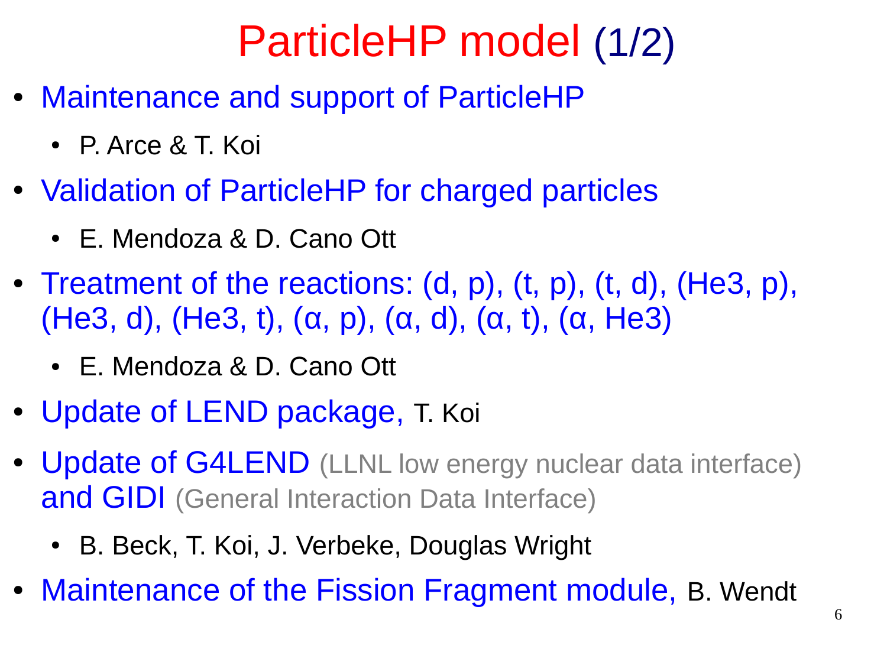# ParticleHP model (1/2)

- Maintenance and support of ParticleHP
  - P. Arce & T. Koi
- Validation of ParticleHP for charged particles
  - E. Mendoza & D. Cano Ott
- Treatment of the reactions: (d, p), (t, p), (t, d), (He3, p), (He3, d), (He3, t), (α, p), (α, d), (α, t), (α, He3)
  - E. Mendoza & D. Cano Ott
- Update of LEND package, T. Koi
- Update of G4LEND (LLNL low energy nuclear data interface) and GIDI (General Interaction Data Interface)
  - B. Beck, T. Koi, J. Verbeke, Douglas Wright
- Maintenance of the Fission Fragment module, B. Wendt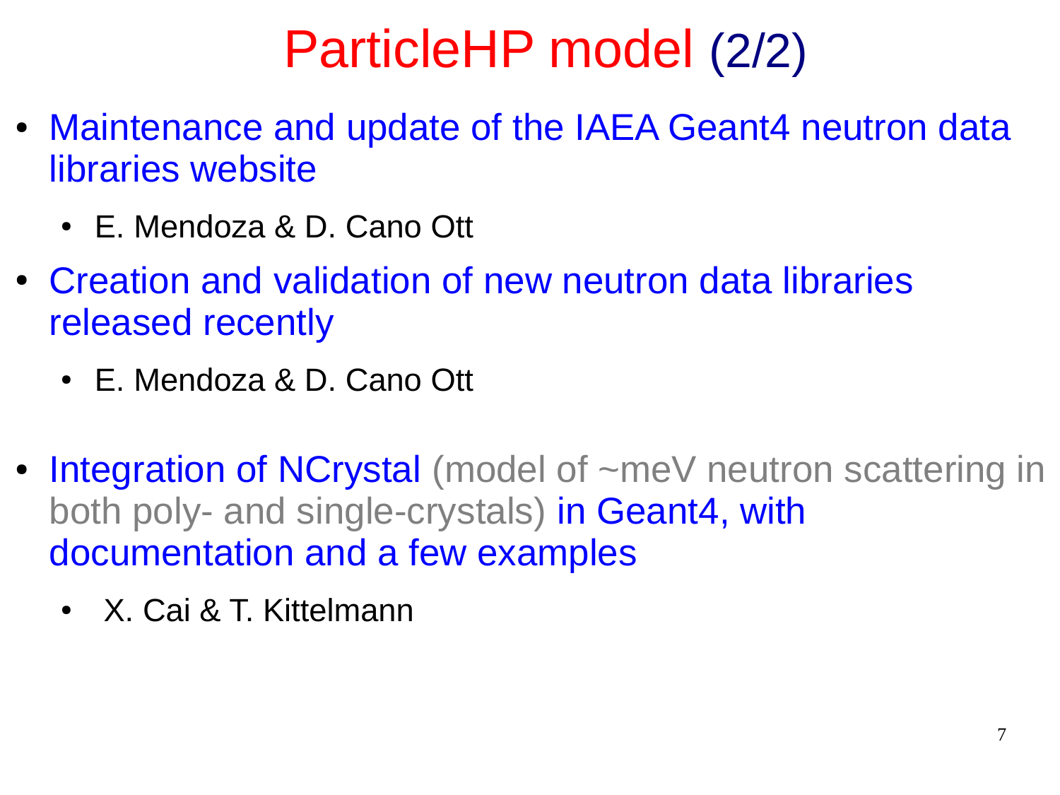# ParticleHP model (2/2)

- Maintenance and update of the IAEA Geant4 neutron data libraries website
  - E. Mendoza & D. Cano Ott
- Creation and validation of new neutron data libraries released recently
  - E. Mendoza & D. Cano Ott
- Integration of NCrystal (model of ~meV neutron scattering in both poly- and single-crystals) in Geant4, with documentation and a few examples
  - X. Cai & T. Kittelmann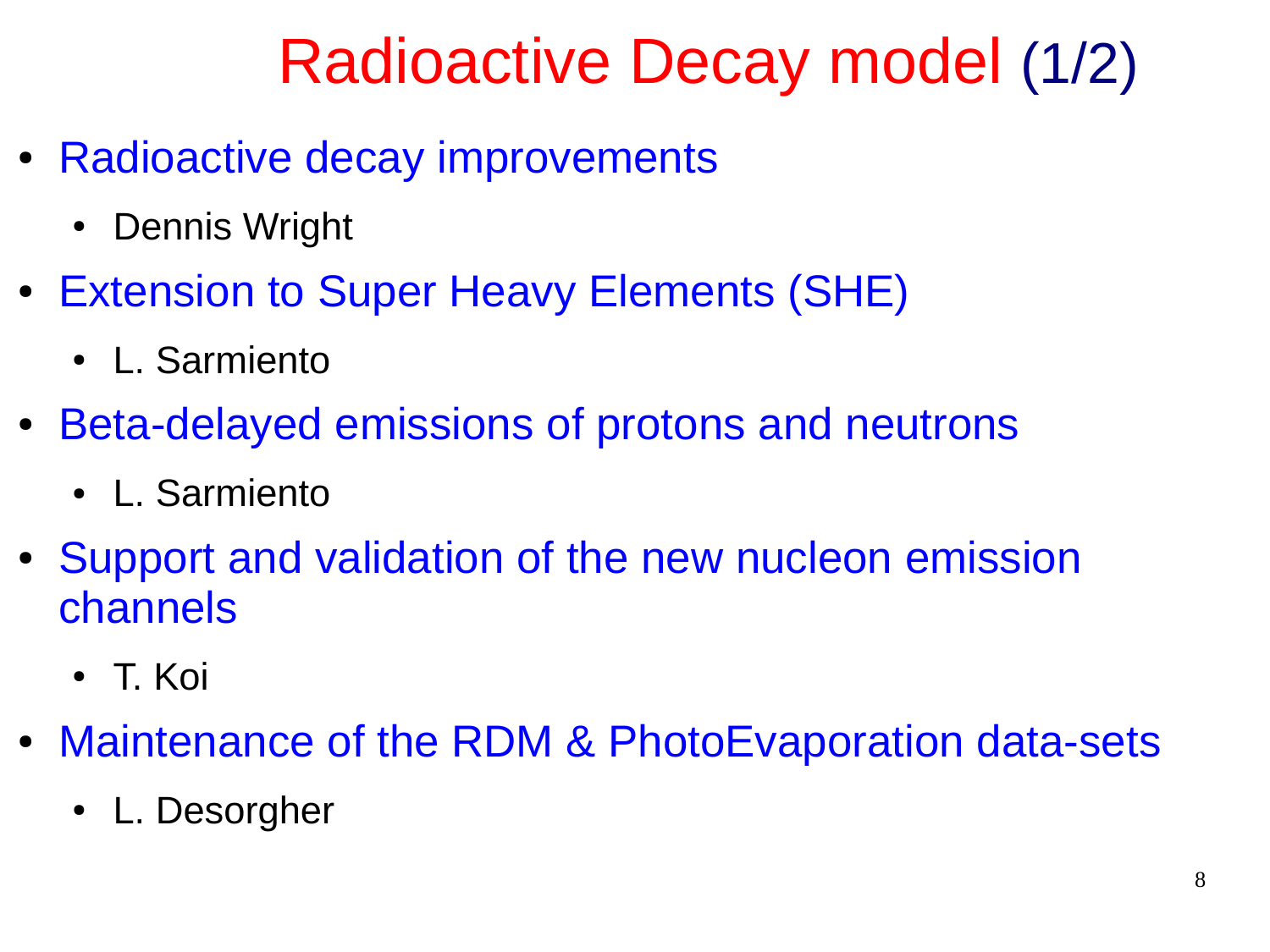# Radioactive Decay model (1/2)

- Radioactive decay improvements
  - Dennis Wright
- Extension to Super Heavy Elements (SHE)
  - L. Sarmiento
- Beta-delayed emissions of protons and neutrons
  - L. Sarmiento
- Support and validation of the new nucleon emission channels
  - T. Koi
- Maintenance of the RDM & PhotoEvaporation data-sets
  - L. Desorgher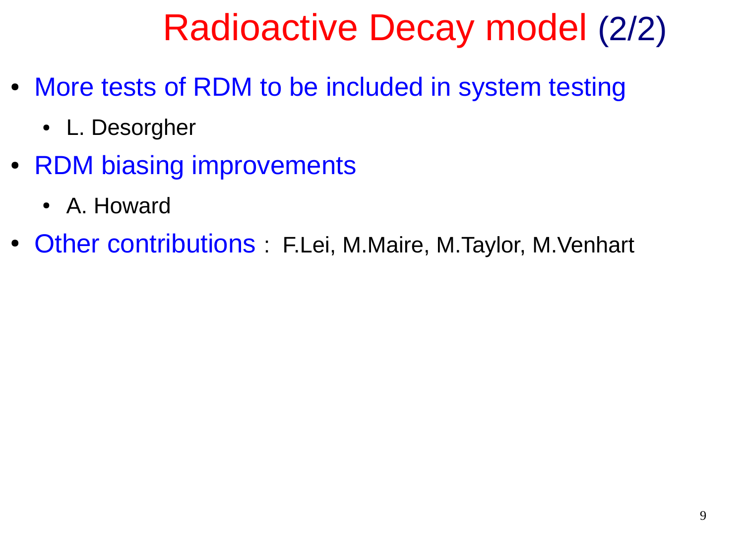# Radioactive Decay model (2/2)

- More tests of RDM to be included in system testing
  - L. Desorgher
- RDM biasing improvements
  - A. Howard
- Other contributions : F.Lei, M.Maire, M.Taylor, M.Venhart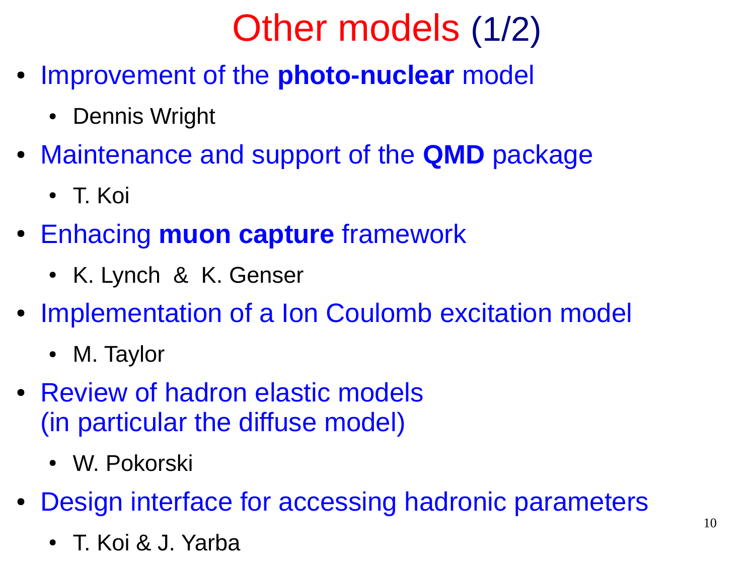# Other models (1/2)

- Improvement of the **photo-nuclear** model
  - Dennis Wright
- Maintenance and support of the **QMD** package
  - T. Koi
- Enhacing **muon capture** framework
  - K. Lynch & K. Genser
- Implementation of a Ion Coulomb excitation model
  - M. Taylor
- Review of hadron elastic models (in particular the diffuse model)
  - W. Pokorski
- Design interface for accessing hadronic parameters
  - T. Koi & J. Yarba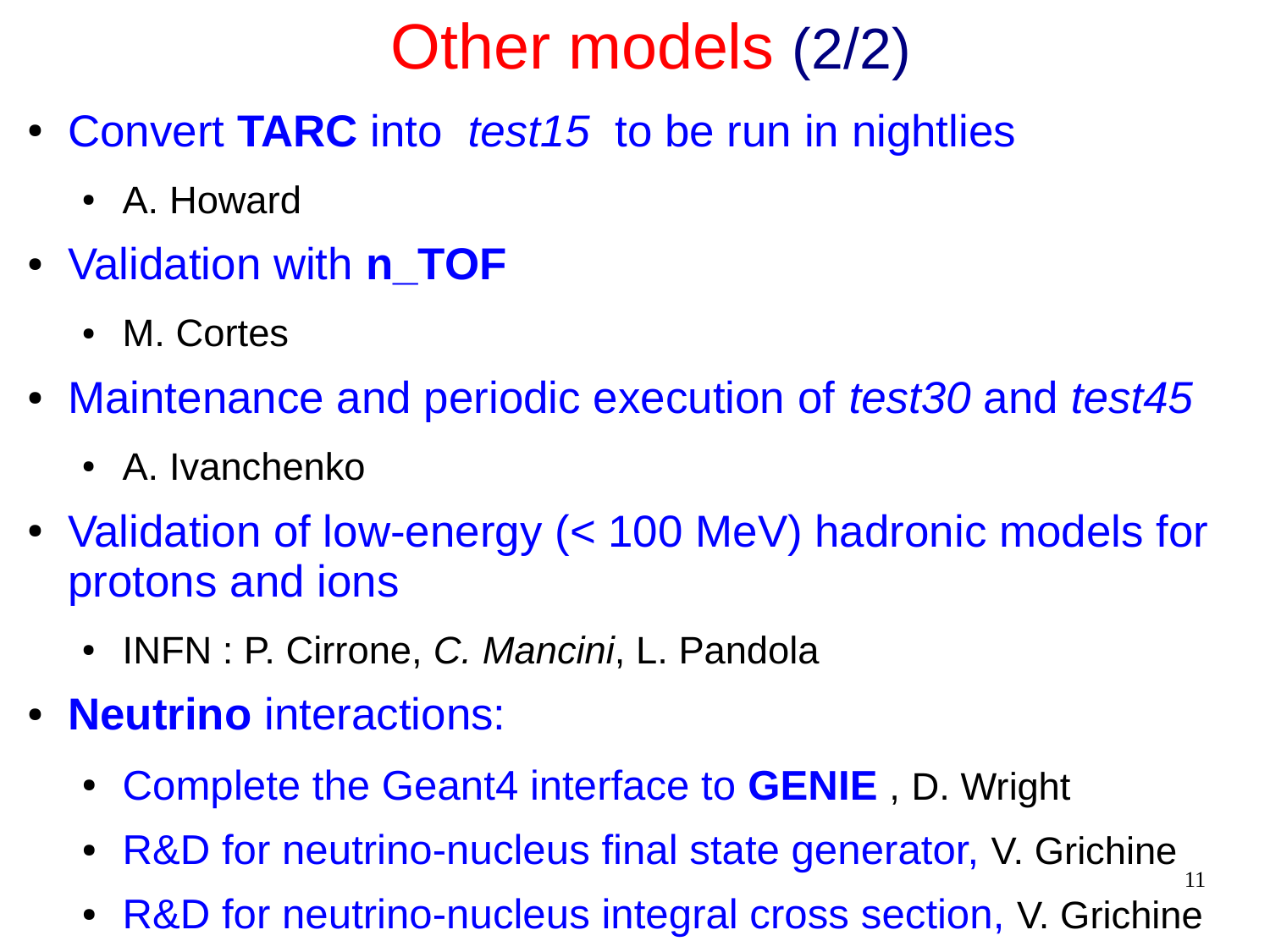# Other models (2/2)

- Convert **TARC** into *test15* to be run in nightlies
  - A. Howard
- Validation with **n_TOF**
  - M. Cortes
- Maintenance and periodic execution of *test30* and *test45*
  - A. Ivanchenko
- Validation of low-energy (< 100 MeV) hadronic models for protons and ions
  - INFN : P. Cirrone, *C. Mancini*, L. Pandola
- **Neutrino** interactions:
  - Complete the Geant4 interface to **GENIE** , D. Wright
  - R&D for neutrino-nucleus final state generator, V. Grichine
  - R&D for neutrino-nucleus integral cross section, V. Grichine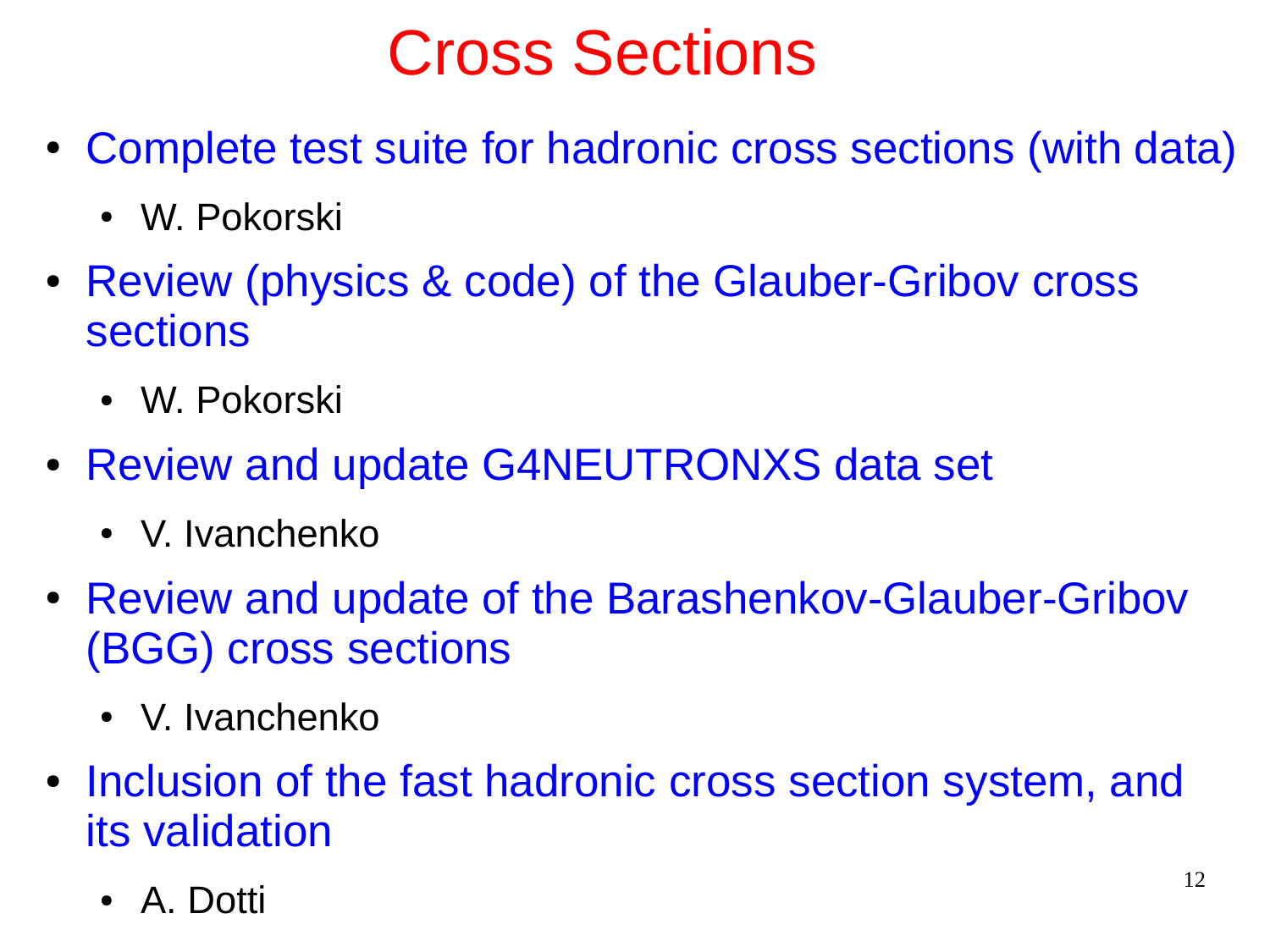# Cross Sections

- Complete test suite for hadronic cross sections (with data)
  - W. Pokorski
- Review (physics & code) of the Glauber-Gribov cross sections
  - W. Pokorski
- Review and update G4NEUTRONXS data set
  - V. Ivanchenko
- Review and update of the Barashenkov-Glauber-Gribov (BGG) cross sections
  - V. Ivanchenko
- Inclusion of the fast hadronic cross section system, and its validation
  - A. Dotti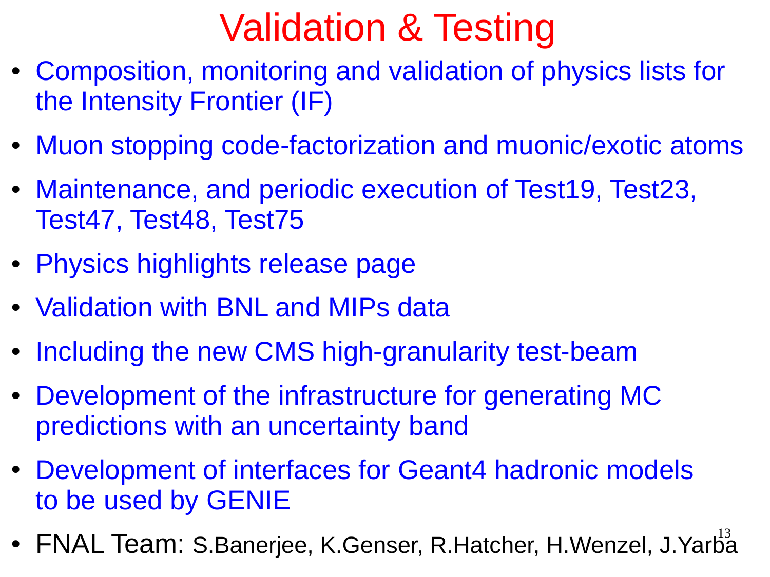# Validation & Testing

- Composition, monitoring and validation of physics lists for the Intensity Frontier (IF)
- Muon stopping code-factorization and muonic/exotic atoms
- Maintenance, and periodic execution of Test19, Test23, Test47, Test48, Test75
- Physics highlights release page
- Validation with BNL and MIPs data
- Including the new CMS high-granularity test-beam
- Development of the infrastructure for generating MC predictions with an uncertainty band
- Development of interfaces for Geant4 hadronic models to be used by GENIE
- FNAL Team: S.Banerjee, K.Genser, R.Hatcher, H.Wenzel, J.Yarba